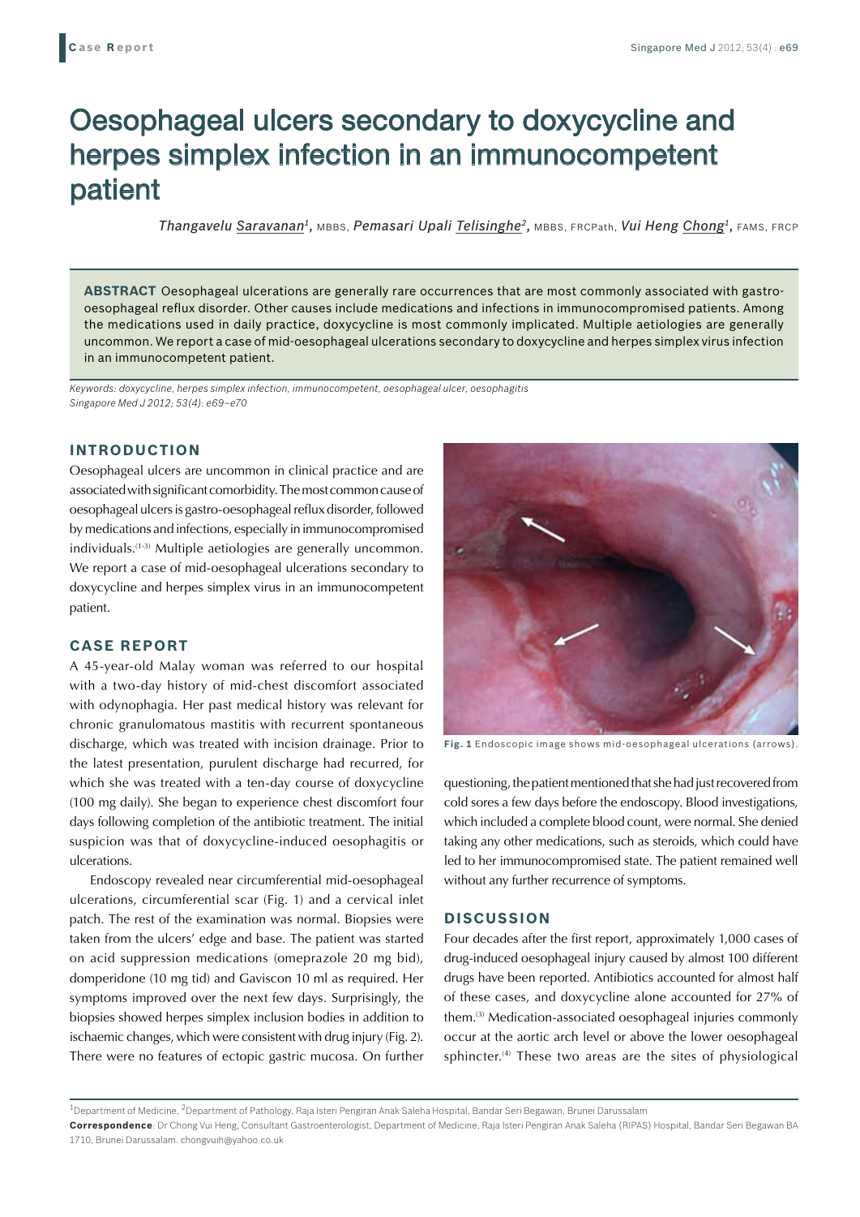# Oesophageal ulcers secondary to doxycycline and herpes simplex infection in an immunocompetent patient

*Thangavelu Saravanan*[1], MBBS, *Pemasari Upali Telisinghe*[2], MBBS, FRCPath, *Vui Heng Chong*[1], FAMS, FRCP

**ABSTRACT** Oesophageal ulcerations are generally rare occurrences that are most commonly associated with gastro-oesophageal reflux disorder. Other causes include medications and infections in immunocompromised patients. Among the medications used in daily practice, doxycycline is most commonly implicated. Multiple aetiologies are generally uncommon. We report a case of mid-oesophageal ulcerations secondary to doxycycline and herpes simplex virus infection in an immunocompetent patient.

*Keywords: doxycycline, herpes simplex infection, immunocompetent, oesophageal ulcer, oesophagitis*
*Singapore Med J 2012; 53(4): e69–e70*

## INTRODUCTION

Oesophageal ulcers are uncommon in clinical practice and are associated with significant comorbidity. The most common cause of oesophageal ulcers is gastro-oesophageal reflux disorder, followed by medications and infections, especially in immunocompromised individuals.[1-3] Multiple aetiologies are generally uncommon. We report a case of mid-oesophageal ulcerations secondary to doxycycline and herpes simplex virus in an immunocompetent patient.

## CASE REPORT

A 45-year-old Malay woman was referred to our hospital with a two-day history of mid-chest discomfort associated with odynophagia. Her past medical history was relevant for chronic granulomatous mastitis with recurrent spontaneous discharge, which was treated with incision drainage. Prior to the latest presentation, purulent discharge had recurred, for which she was treated with a ten-day course of doxycycline (100 mg daily). She began to experience chest discomfort four days following completion of the antibiotic treatment. The initial suspicion was that of doxycycline-induced oesophagitis or ulcerations.

Endoscopy revealed near circumferential mid-oesophageal ulcerations, circumferential scar (Fig. 1) and a cervical inlet patch. The rest of the examination was normal. Biopsies were taken from the ulcers' edge and base. The patient was started on acid suppression medications (omeprazole 20 mg bid), domperidone (10 mg tid) and Gaviscon 10 ml as required. Her symptoms improved over the next few days. Surprisingly, the biopsies showed herpes simplex inclusion bodies in addition to ischaemic changes, which were consistent with drug injury (Fig. 2). There were no features of ectopic gastric mucosa. On further questioning, the patient mentioned that she had just recovered from cold sores a few days before the endoscopy. Blood investigations, which included a complete blood count, were normal. She denied taking any other medications, such as steroids, which could have led to her immunocompromised state. The patient remained well without any further recurrence of symptoms.

**Fig. 1** Endoscopic image shows mid-oesophageal ulcerations (arrows).

## DISCUSSION

Four decades after the first report, approximately 1,000 cases of drug-induced oesophageal injury caused by almost 100 different drugs have been reported. Antibiotics accounted for almost half of these cases, and doxycycline alone accounted for 27% of them.[3] Medication-associated oesophageal injuries commonly occur at the aortic arch level or above the lower oesophageal sphincter.[4] These two areas are the sites of physiological

[1]Department of Medicine, [2]Department of Pathology, Raja Isteri Pengiran Anak Saleha Hospital, Bandar Seri Begawan, Brunei Darussalam

**Correspondence**: Dr Chong Vui Heng, Consultant Gastroenterologist, Department of Medicine, Raja Isteri Pengiran Anak Saleha (RIPAS) Hospital, Bandar Seri Begawan BA 1710, Brunei Darussalam. chongvuih@yahoo.co.uk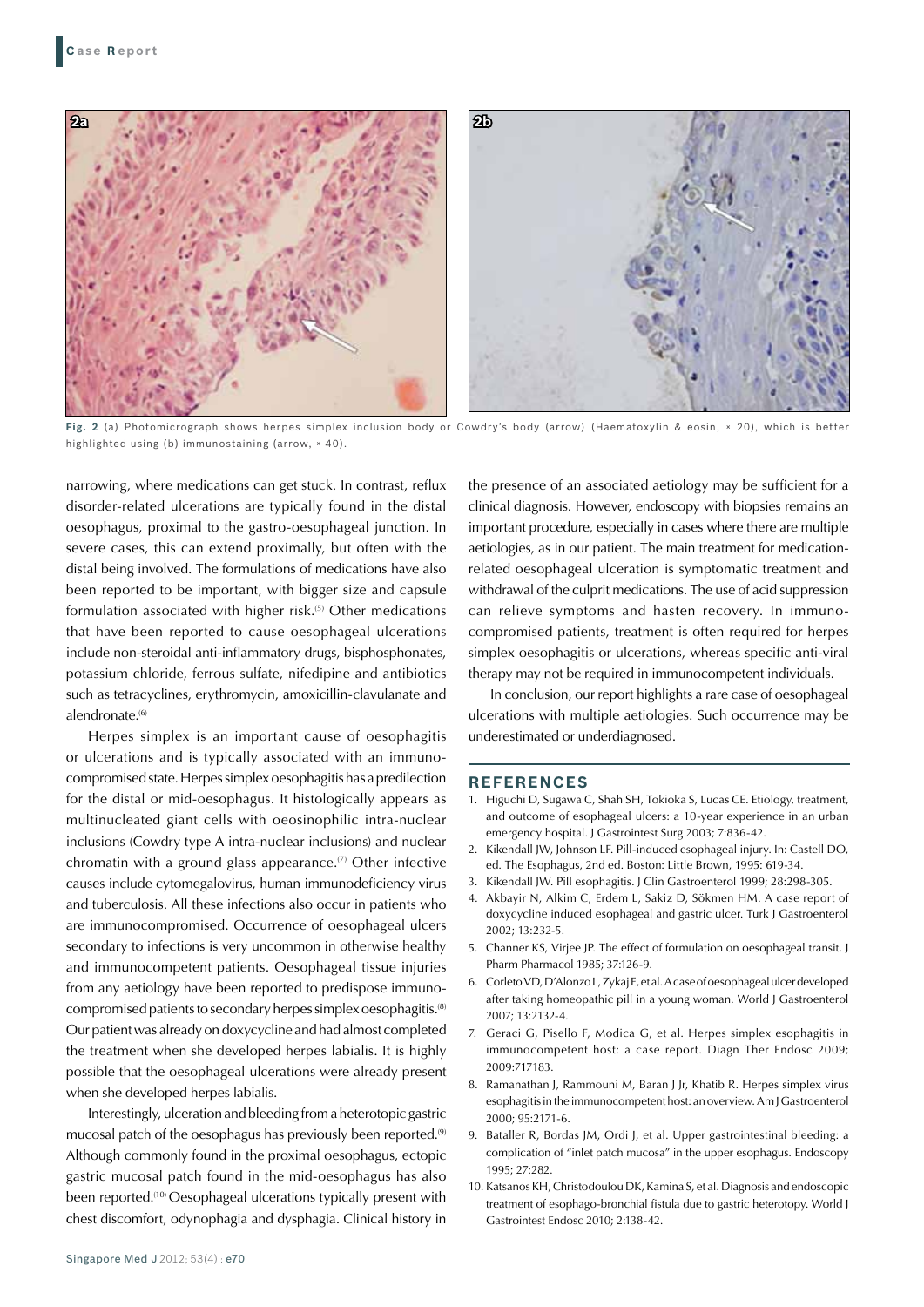**Fig. 2** (a) Photomicrograph shows herpes simplex inclusion body or Cowdry's body (arrow) (Haematoxylin & eosin, × 20), which is better highlighted using (b) immunostaining (arrow, × 40).

narrowing, where medications can get stuck. In contrast, reflux disorder-related ulcerations are typically found in the distal oesophagus, proximal to the gastro-oesophageal junction. In severe cases, this can extend proximally, but often with the distal being involved. The formulations of medications have also been reported to be important, with bigger size and capsule formulation associated with higher risk.[5] Other medications that have been reported to cause oesophageal ulcerations include non-steroidal anti-inflammatory drugs, bisphosphonates, potassium chloride, ferrous sulfate, nifedipine and antibiotics such as tetracyclines, erythromycin, amoxicillin-clavulanate and alendronate.[6]

Herpes simplex is an important cause of oesophagitis or ulcerations and is typically associated with an immunocompromised state. Herpes simplex oesophagitis has a predilection for the distal or mid-oesophagus. It histologically appears as multinucleated giant cells with oeosinophilic intra-nuclear inclusions (Cowdry type A intra-nuclear inclusions) and nuclear chromatin with a ground glass appearance.[7] Other infective causes include cytomegalovirus, human immunodeficiency virus and tuberculosis. All these infections also occur in patients who are immunocompromised. Occurrence of oesophageal ulcers secondary to infections is very uncommon in otherwise healthy and immunocompetent patients. Oesophageal tissue injuries from any aetiology have been reported to predispose immunocompromised patients to secondary herpes simplex oesophagitis.[8] Our patient was already on doxycycline and had almost completed the treatment when she developed herpes labialis. It is highly possible that the oesophageal ulcerations were already present when she developed herpes labialis.

Interestingly, ulceration and bleeding from a heterotopic gastric mucosal patch of the oesophagus has previously been reported.[9] Although commonly found in the proximal oesophagus, ectopic gastric mucosal patch found in the mid-oesophagus has also been reported.[10] Oesophageal ulcerations typically present with chest discomfort, odynophagia and dysphagia. Clinical history in the presence of an associated aetiology may be sufficient for a clinical diagnosis. However, endoscopy with biopsies remains an important procedure, especially in cases where there are multiple aetiologies, as in our patient. The main treatment for medication-related oesophageal ulceration is symptomatic treatment and withdrawal of the culprit medications. The use of acid suppression can relieve symptoms and hasten recovery. In immunocompromised patients, treatment is often required for herpes simplex oesophagitis or ulcerations, whereas specific anti-viral therapy may not be required in immunocompetent individuals.

In conclusion, our report highlights a rare case of oesophageal ulcerations with multiple aetiologies. Such occurrence may be underestimated or underdiagnosed.

## REFERENCES

1. Higuchi D, Sugawa C, Shah SH, Tokioka S, Lucas CE. Etiology, treatment, and outcome of esophageal ulcers: a 10-year experience in an urban emergency hospital. J Gastrointest Surg 2003; 7:836-42.
2. Kikendall JW, Johnson LF. Pill-induced esophageal injury. In: Castell DO, ed. The Esophagus, 2nd ed. Boston: Little Brown, 1995: 619-34.
3. Kikendall JW. Pill esophagitis. J Clin Gastroenterol 1999; 28:298-305.
4. Akbayir N, Alkim C, Erdem L, Sakiz D, Sökmen HM. A case report of doxycycline induced esophageal and gastric ulcer. Turk J Gastroenterol 2002; 13:232-5.
5. Channer KS, Virjee JP. The effect of formulation on oesophageal transit. J Pharm Pharmacol 1985; 37:126-9.
6. Corleto VD, D'Alonzo L, Zykaj E, et al. A case of oesophageal ulcer developed after taking homeopathic pill in a young woman. World J Gastroenterol 2007; 13:2132-4.
7. Geraci G, Pisello F, Modica G, et al. Herpes simplex esophagitis in immunocompetent host: a case report. Diagn Ther Endosc 2009; 2009:717183.
8. Ramanathan J, Rammouni M, Baran J Jr, Khatib R. Herpes simplex virus esophagitis in the immunocompetent host: an overview. Am J Gastroenterol 2000; 95:2171-6.
9. Bataller R, Bordas JM, Ordi J, et al. Upper gastrointestinal bleeding: a complication of "inlet patch mucosa" in the upper esophagus. Endoscopy 1995; 27:282.
10. Katsanos KH, Christodoulou DK, Kamina S, et al. Diagnosis and endoscopic treatment of esophago-bronchial fistula due to gastric heterotopy. World J Gastrointest Endosc 2010; 2:138-42.